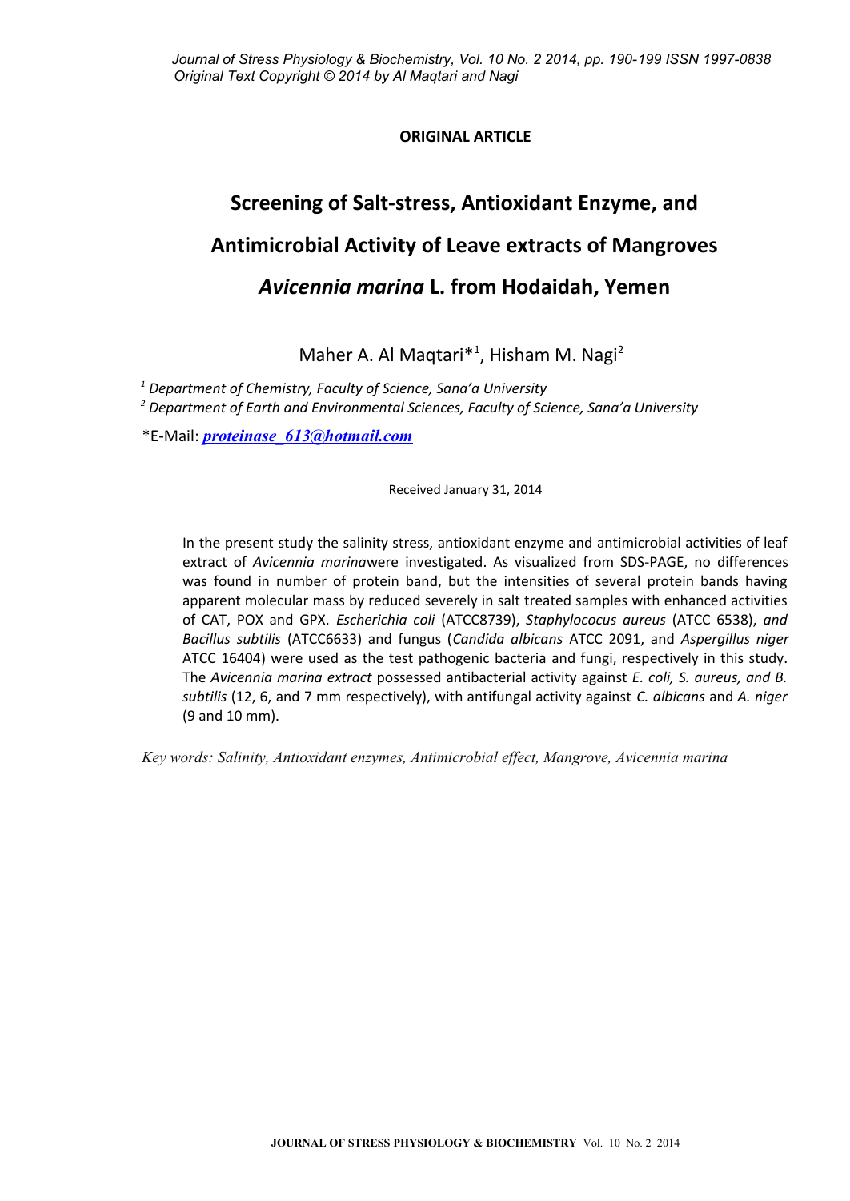**ORIGINAL ARTICLE**

# Screening of Salt-stress, Antioxidant Enzyme, and Antimicrobial Activity of Leave extracts of Mangroves *Avicennia marina* L. from Hodaidah, Yemen

Maher A. Al Maqtari*[1], Hisham M. Nagi[2]

[1] *Department of Chemistry, Faculty of Science, Sana'a University*
[2] *Department of Earth and Environmental Sciences, Faculty of Science, Sana'a University*

*E-Mail: ***proteinase_613@hotmail.com***

Received January 31, 2014

In the present study the salinity stress, antioxidant enzyme and antimicrobial activities of leaf extract of *Avicennia marina*were investigated. As visualized from SDS-PAGE, no differences was found in number of protein band, but the intensities of several protein bands having apparent molecular mass by reduced severely in salt treated samples with enhanced activities of CAT, POX and GPX. *Escherichia coli* (ATCC8739), *Staphylococus aureus* (ATCC 6538), *and Bacillus subtilis* (ATCC6633) and fungus (*Candida albicans* ATCC 2091, and *Aspergillus niger* ATCC 16404) were used as the test pathogenic bacteria and fungi, respectively in this study. The *Avicennia marina extract* possessed antibacterial activity against *E. coli, S. aureus, and B. subtilis* (12, 6, and 7 mm respectively), with antifungal activity against *C. albicans* and *A. niger* (9 and 10 mm).

*Key words: Salinity, Antioxidant enzymes, Antimicrobial effect, Mangrove, Avicennia marina*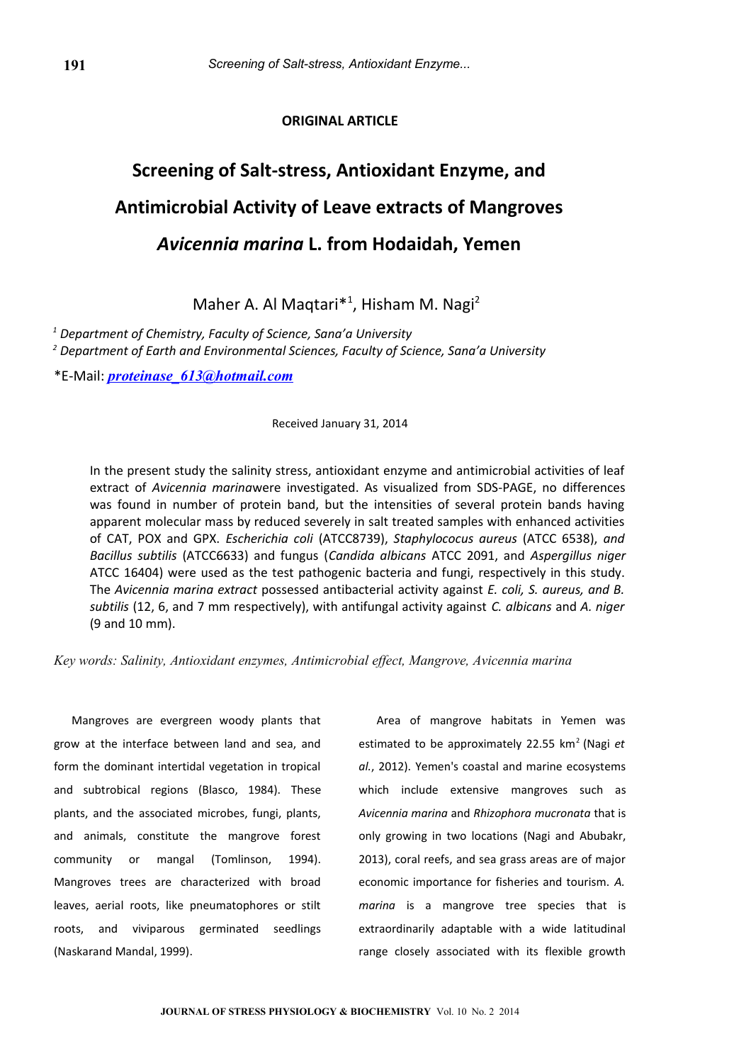**ORIGINAL ARTICLE**

# Screening of Salt-stress, Antioxidant Enzyme, and Antimicrobial Activity of Leave extracts of Mangroves *Avicennia marina* L. from Hodaidah, Yemen

Maher A. Al Maqtari*[1], Hisham M. Nagi[2]

[1] Department of Chemistry, Faculty of Science, Sana'a University

[2] Department of Earth and Environmental Sciences, Faculty of Science, Sana'a University

*E-Mail: *proteinase_613@hotmail.com*

Received January 31, 2014

In the present study the salinity stress, antioxidant enzyme and antimicrobial activities of leaf extract of *Avicennia marina*were investigated. As visualized from SDS-PAGE, no differences was found in number of protein band, but the intensities of several protein bands having apparent molecular mass by reduced severely in salt treated samples with enhanced activities of CAT, POX and GPX. *Escherichia coli* (ATCC8739), *Staphylococus aureus* (ATCC 6538), *and Bacillus subtilis* (ATCC6633) and fungus (*Candida albicans* ATCC 2091, and *Aspergillus niger* ATCC 16404) were used as the test pathogenic bacteria and fungi, respectively in this study. The *Avicennia marina extract* possessed antibacterial activity against *E. coli, S. aureus, and B. subtilis* (12, 6, and 7 mm respectively), with antifungal activity against *C. albicans* and *A. niger* (9 and 10 mm).

*Key words: Salinity, Antioxidant enzymes, Antimicrobial effect, Mangrove, Avicennia marina*

Mangroves are evergreen woody plants that grow at the interface between land and sea, and form the dominant intertidal vegetation in tropical and subtrobical regions (Blasco, 1984). These plants, and the associated microbes, fungi, plants, and animals, constitute the mangrove forest community or mangal (Tomlinson, 1994). Mangroves trees are characterized with broad leaves, aerial roots, like pneumatophores or stilt roots, and viviparous germinated seedlings (Naskarand Mandal, 1999).

Area of mangrove habitats in Yemen was estimated to be approximately 22.55 km$^2$ (Nagi *et al.*, 2012). Yemen's coastal and marine ecosystems which include extensive mangroves such as *Avicennia marina* and *Rhizophora mucronata* that is only growing in two locations (Nagi and Abubakr, 2013), coral reefs, and sea grass areas are of major economic importance for fisheries and tourism. *A. marina* is a mangrove tree species that is extraordinarily adaptable with a wide latitudinal range closely associated with its flexible growth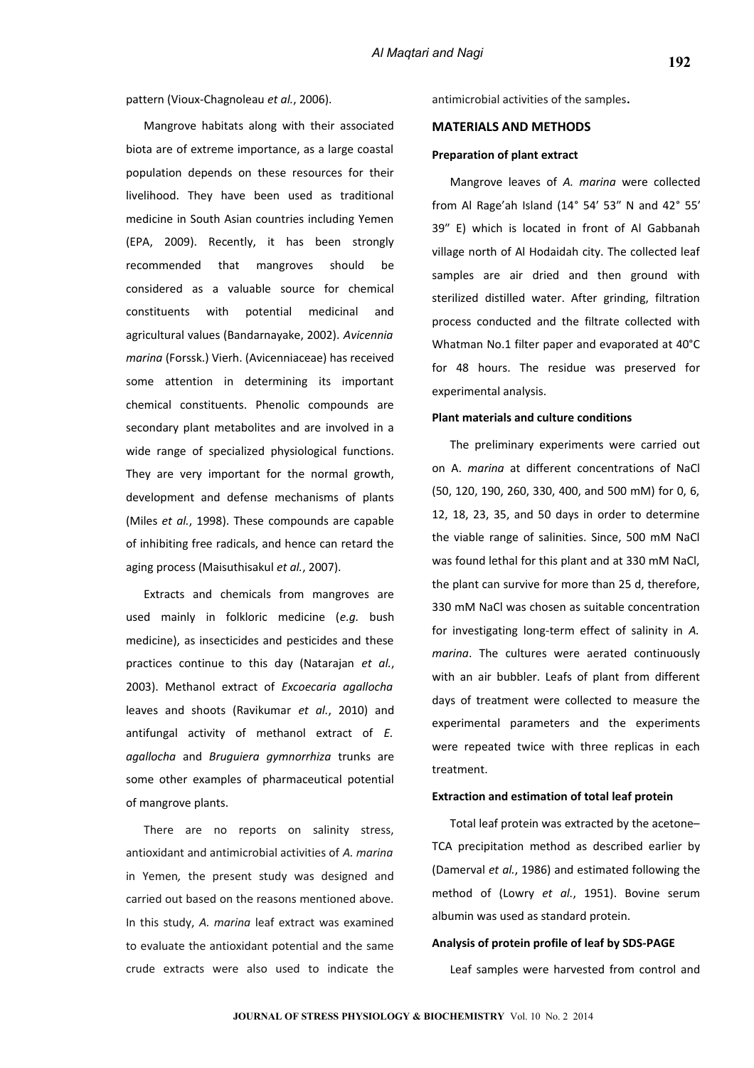pattern (Vioux-Chagnoleau *et al.*, 2006).

Mangrove habitats along with their associated biota are of extreme importance, as a large coastal population depends on these resources for their livelihood. They have been used as traditional medicine in South Asian countries including Yemen (EPA, 2009). Recently, it has been strongly recommended that mangroves should be considered as a valuable source for chemical constituents with potential medicinal and agricultural values (Bandarnayake, 2002). *Avicennia marina* (Forssk.) Vierh. (Avicenniaceae) has received some attention in determining its important chemical constituents. Phenolic compounds are secondary plant metabolites and are involved in a wide range of specialized physiological functions. They are very important for the normal growth, development and defense mechanisms of plants (Miles *et al.*, 1998). These compounds are capable of inhibiting free radicals, and hence can retard the aging process (Maisuthisakul *et al.*, 2007).

Extracts and chemicals from mangroves are used mainly in folkloric medicine (*e.g.* bush medicine), as insecticides and pesticides and these practices continue to this day (Natarajan *et al.*, 2003). Methanol extract of *Excoecaria agallocha* leaves and shoots (Ravikumar *et al.*, 2010) and antifungal activity of methanol extract of *E. agallocha* and *Bruguiera gymnorrhiza* trunks are some other examples of pharmaceutical potential of mangrove plants.

There are no reports on salinity stress, antioxidant and antimicrobial activities of *A. marina* in Yemen, the present study was designed and carried out based on the reasons mentioned above. In this study, *A. marina* leaf extract was examined to evaluate the antioxidant potential and the same crude extracts were also used to indicate the antimicrobial activities of the samples.

## MATERIALS AND METHODS

### Preparation of plant extract

Mangrove leaves of *A. marina* were collected from Al Rage'ah Island (14° 54′ 53″ N and 42° 55′ 39″ E) which is located in front of Al Gabbanah village north of Al Hodaidah city. The collected leaf samples are air dried and then ground with sterilized distilled water. After grinding, filtration process conducted and the filtrate collected with Whatman No.1 filter paper and evaporated at 40°C for 48 hours. The residue was preserved for experimental analysis.

### Plant materials and culture conditions

The preliminary experiments were carried out on A. *marina* at different concentrations of NaCl (50, 120, 190, 260, 330, 400, and 500 mM) for 0, 6, 12, 18, 23, 35, and 50 days in order to determine the viable range of salinities. Since, 500 mM NaCl was found lethal for this plant and at 330 mM NaCl, the plant can survive for more than 25 d, therefore, 330 mM NaCl was chosen as suitable concentration for investigating long-term effect of salinity in *A. marina*. The cultures were aerated continuously with an air bubbler. Leafs of plant from different days of treatment were collected to measure the experimental parameters and the experiments were repeated twice with three replicas in each treatment.

### Extraction and estimation of total leaf protein

Total leaf protein was extracted by the acetone–TCA precipitation method as described earlier by (Damerval *et al.*, 1986) and estimated following the method of (Lowry *et al.*, 1951). Bovine serum albumin was used as standard protein.

### Analysis of protein profile of leaf by SDS-PAGE

Leaf samples were harvested from control and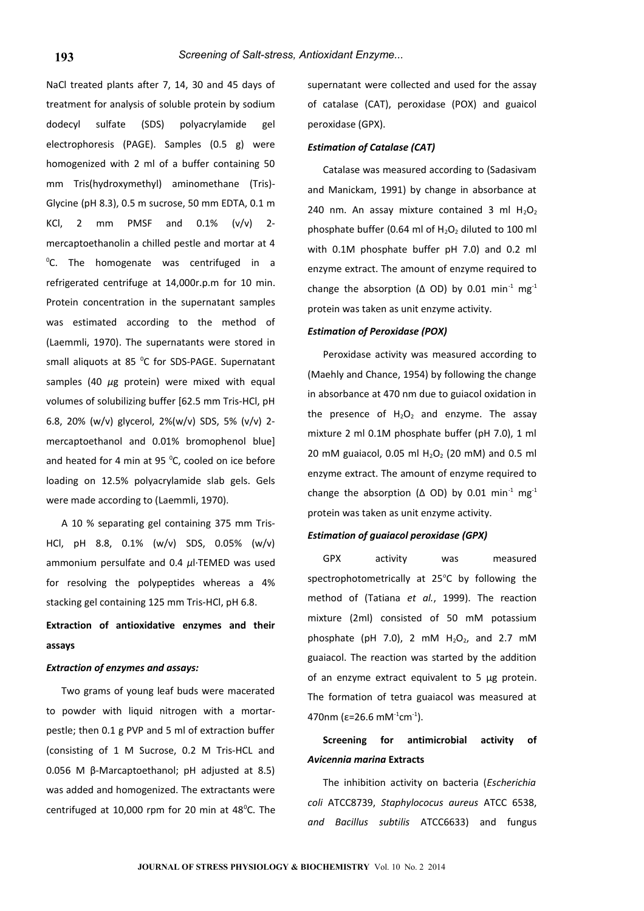NaCl treated plants after 7, 14, 30 and 45 days of treatment for analysis of soluble protein by sodium dodecyl sulfate (SDS) polyacrylamide gel electrophoresis (PAGE). Samples (0.5 g) were homogenized with 2 ml of a buffer containing 50 mm Tris(hydroxymethyl) aminomethane (Tris)-Glycine (pH 8.3), 0.5 m sucrose, 50 mm EDTA, 0.1 m KCl, 2 mm PMSF and 0.1% (v/v) 2-mercaptoethanolin a chilled pestle and mortar at 4 $^0$C. The homogenate was centrifuged in a refrigerated centrifuge at 14,000r.p.m for 10 min. Protein concentration in the supernatant samples was estimated according to the method of (Laemmli, 1970). The supernatants were stored in small aliquots at 85 $^0$C for SDS-PAGE. Supernatant samples (40 $\mu$g protein) were mixed with equal volumes of solubilizing buffer [62.5 mm Tris-HCl, pH 6.8, 20% (w/v) glycerol, 2%(w/v) SDS, 5% (v/v) 2-mercaptoethanol and 0.01% bromophenol blue] and heated for 4 min at 95 $^0$C, cooled on ice before loading on 12.5% polyacrylamide slab gels. Gels were made according to (Laemmli, 1970).

A 10 % separating gel containing 375 mm Tris-HCl, pH 8.8, 0.1% (w/v) SDS, 0.05% (w/v) ammonium persulfate and 0.4 $\mu$l·TEMED was used for resolving the polypeptides whereas a 4% stacking gel containing 125 mm Tris-HCl, pH 6.8.

**Extraction of antioxidative enzymes and their assays**

***Extraction of enzymes and assays:***

Two grams of young leaf buds were macerated to powder with liquid nitrogen with a mortar-pestle; then 0.1 g PVP and 5 ml of extraction buffer (consisting of 1 M Sucrose, 0.2 M Tris-HCL and 0.056 M β-Marcaptoethanol; pH adjusted at 8.5) was added and homogenized. The extractants were centrifuged at 10,000 rpm for 20 min at 48$^0$C. The supernatant were collected and used for the assay of catalase (CAT), peroxidase (POX) and guaicol peroxidase (GPX).

***Estimation of Catalase (CAT)***

Catalase was measured according to (Sadasivam and Manickam, 1991) by change in absorbance at 240 nm. An assay mixture contained 3 ml $H_2O_2$ phosphate buffer (0.64 ml of $H_2O_2$ diluted to 100 ml with 0.1M phosphate buffer pH 7.0) and 0.2 ml enzyme extract. The amount of enzyme required to change the absorption (Δ OD) by 0.01 $min^{-1}$ $mg^{-1}$ protein was taken as unit enzyme activity.

***Estimation of Peroxidase (POX)***

Peroxidase activity was measured according to (Maehly and Chance, 1954) by following the change in absorbance at 470 nm due to guiacol oxidation in the presence of $H_2O_2$ and enzyme. The assay mixture 2 ml 0.1M phosphate buffer (pH 7.0), 1 ml 20 mM guaiacol, 0.05 ml $H_2O_2$ (20 mM) and 0.5 ml enzyme extract. The amount of enzyme required to change the absorption (Δ OD) by 0.01 $min^{-1}$ $mg^{-1}$ protein was taken as unit enzyme activity.

***Estimation of guaiacol peroxidase (GPX)***

GPX activity was measured spectrophotometrically at 25°C by following the method of (Tatiana *et al.*, 1999). The reaction mixture (2ml) consisted of 50 mM potassium phosphate (pH 7.0), 2 mM $H_2O_2$, and 2.7 mM guaiacol. The reaction was started by the addition of an enzyme extract equivalent to 5 µg protein. The formation of tetra guaiacol was measured at 470nm (ε=26.6 $mM^{-1}cm^{-1}$).

**Screening for antimicrobial activity of *Avicennia marina* Extracts**

The inhibition activity on bacteria (*Escherichia coli* ATCC8739, *Staphylococus aureus* ATCC 6538, *and Bacillus subtilis* ATCC6633) and fungus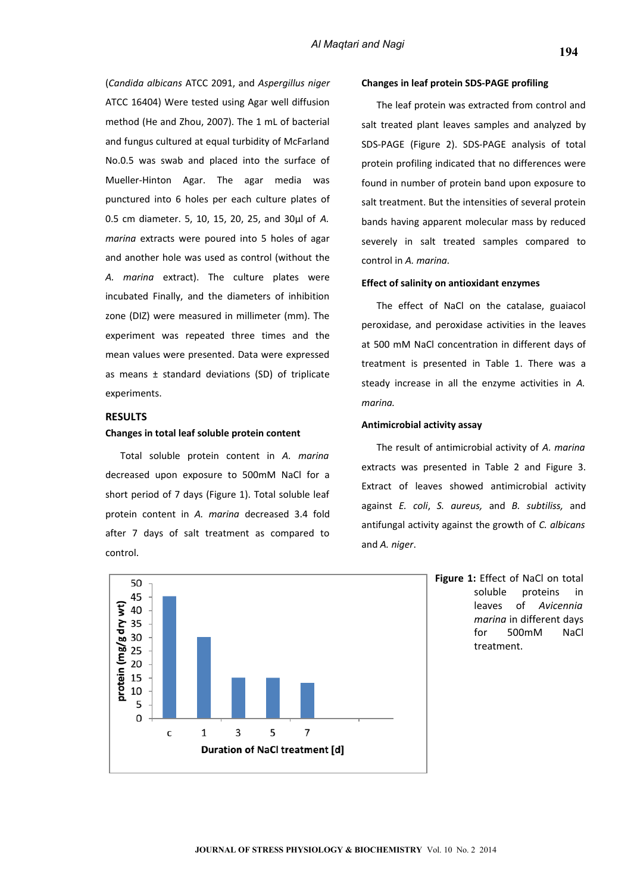(*Candida albicans* ATCC 2091, and *Aspergillus niger* ATCC 16404) Were tested using Agar well diffusion method (He and Zhou, 2007). The 1 mL of bacterial and fungus cultured at equal turbidity of McFarland No.0.5 was swab and placed into the surface of Mueller-Hinton Agar. The agar media was punctured into 6 holes per each culture plates of 0.5 cm diameter. 5, 10, 15, 20, 25, and 30µl of *A. marina* extracts were poured into 5 holes of agar and another hole was used as control (without the *A. marina* extract). The culture plates were incubated Finally, and the diameters of inhibition zone (DIZ) were measured in millimeter (mm). The experiment was repeated three times and the mean values were presented. Data were expressed as means ± standard deviations (SD) of triplicate experiments.

## RESULTS

### Changes in total leaf soluble protein content

Total soluble protein content in *A. marina* decreased upon exposure to 500mM NaCl for a short period of 7 days (Figure 1). Total soluble leaf protein content in *A. marina* decreased 3.4 fold after 7 days of salt treatment as compared to control.

### Changes in leaf protein SDS-PAGE profiling

The leaf protein was extracted from control and salt treated plant leaves samples and analyzed by SDS-PAGE (Figure 2). SDS-PAGE analysis of total protein profiling indicated that no differences were found in number of protein band upon exposure to salt treatment. But the intensities of several protein bands having apparent molecular mass by reduced severely in salt treated samples compared to control in *A. marina*.

### Effect of salinity on antioxidant enzymes

The effect of NaCl on the catalase, guaiacol peroxidase, and peroxidase activities in the leaves at 500 mM NaCl concentration in different days of treatment is presented in Table 1. There was a steady increase in all the enzyme activities in *A. marina.*

### Antimicrobial activity assay

The result of antimicrobial activity of *A. marina* extracts was presented in Table 2 and Figure 3. Extract of leaves showed antimicrobial activity against *E. coli*, *S. aureus,* and *B. subtiliss,* and antifungal activity against the growth of *C. albicans* and *A. niger*.

**Figure 1:** Effect of NaCl on total soluble proteins in leaves of *Avicennia marina* in different days for 500mM NaCl treatment.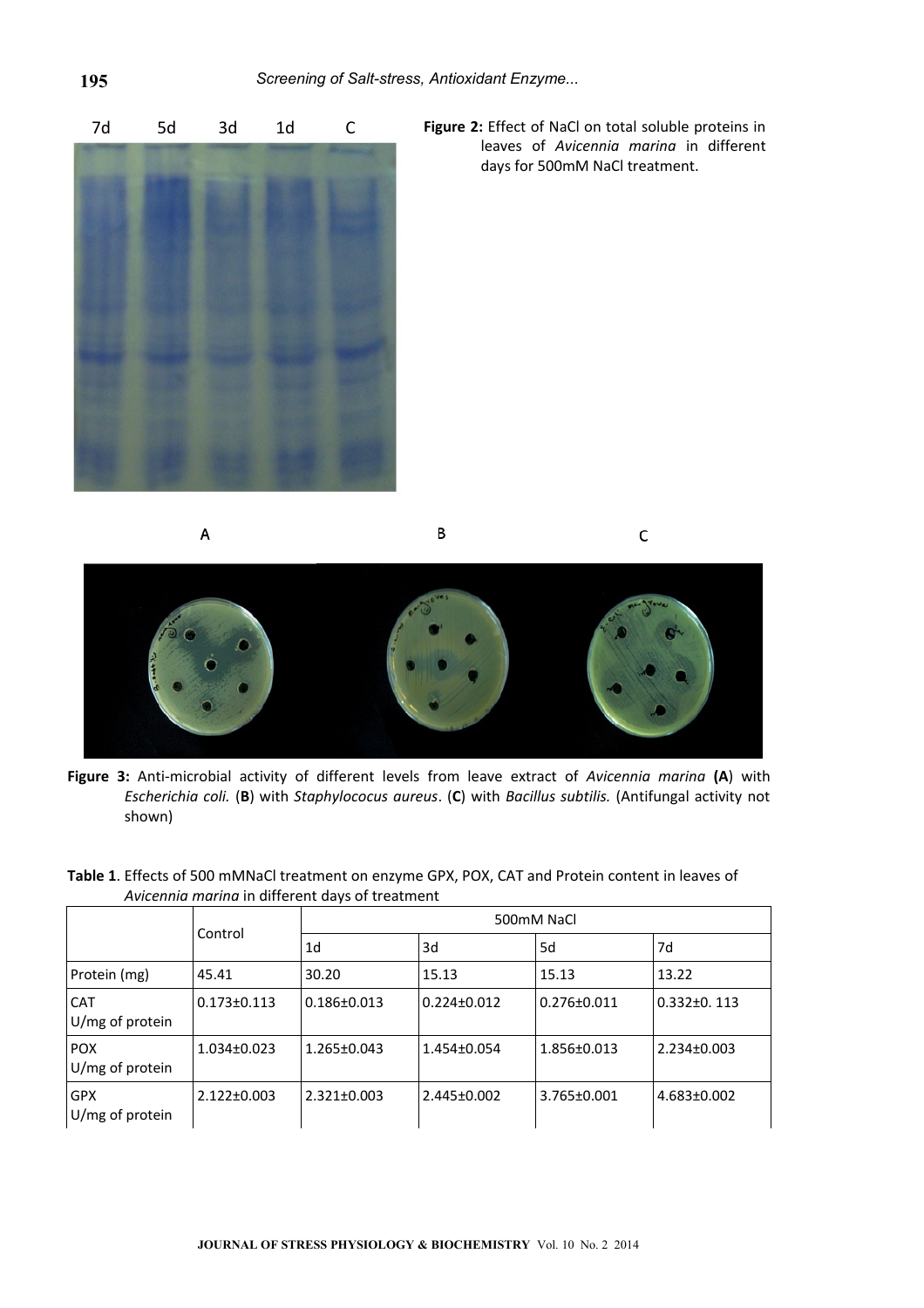7d 5d 3d 1d C

**Figure 2:** Effect of NaCl on total soluble proteins in leaves of *Avicennia marina* in different days for 500mM NaCl treatment.

A B C

**Figure 3:** Anti-microbial activity of different levels from leave extract of *Avicennia marina* **(A)** with *Escherichia coli.* (**B**) with *Staphylococus aureus*. (**C**) with *Bacillus subtilis.* (Antifungal activity not shown)

**Table 1**. Effects of 500 mMNaCl treatment on enzyme GPX, POX, CAT and Protein content in leaves of *Avicennia marina* in different days of treatment

| | Control | 500mM NaCl | | | |
|---|---|---|---|---|---|
| | | 1d | 3d | 5d | 7d |
| Protein (mg) | 45.41 | 30.20 | 15.13 | 15.13 | 13.22 |
| CAT U/mg of protein | 0.173±0.113 | 0.186±0.013 | 0.224±0.012 | 0.276±0.011 | 0.332±0. 113 |
| POX U/mg of protein | 1.034±0.023 | 1.265±0.043 | 1.454±0.054 | 1.856±0.013 | 2.234±0.003 |
| GPX U/mg of protein | 2.122±0.003 | 2.321±0.003 | 2.445±0.002 | 3.765±0.001 | 4.683±0.002 |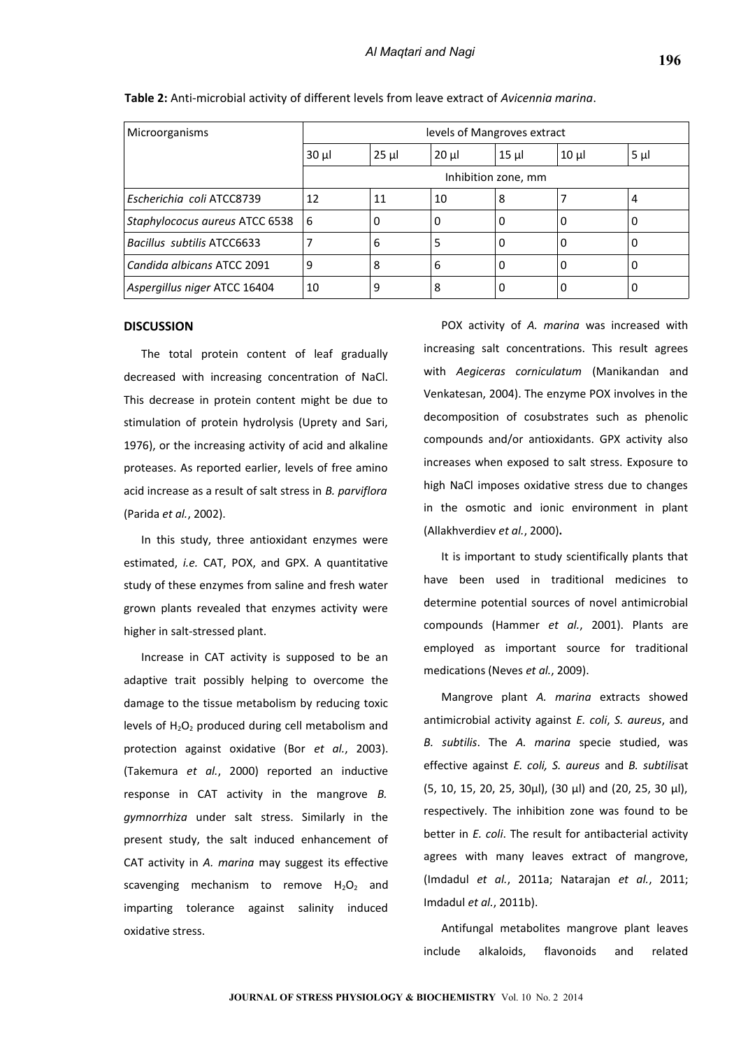**Table 2:** Anti-microbial activity of different levels from leave extract of *Avicennia marina*.

| Microorganisms | levels of Mangroves extract | | | | | |
|---|---|---|---|---|---|---|
| | 30 µl | 25 µl | 20 µl | 15 µl | 10 µl | 5 µl |
| | Inhibition zone, mm | | | | | |
| *Escherichia coli* ATCC8739 | 12 | 11 | 10 | 8 | 7 | 4 |
| *Staphylococus aureus* ATCC 6538 | 6 | 0 | 0 | 0 | 0 | 0 |
| *Bacillus subtilis* ATCC6633 | 7 | 6 | 5 | 0 | 0 | 0 |
| *Candida albicans* ATCC 2091 | 9 | 8 | 6 | 0 | 0 | 0 |
| *Aspergillus niger* ATCC 16404 | 10 | 9 | 8 | 0 | 0 | 0 |

## DISCUSSION

The total protein content of leaf gradually decreased with increasing concentration of NaCl. This decrease in protein content might be due to stimulation of protein hydrolysis (Uprety and Sari, 1976), or the increasing activity of acid and alkaline proteases. As reported earlier, levels of free amino acid increase as a result of salt stress in *B. parviflora* (Parida *et al.*, 2002).

In this study, three antioxidant enzymes were estimated, *i.e.* CAT, POX, and GPX. A quantitative study of these enzymes from saline and fresh water grown plants revealed that enzymes activity were higher in salt-stressed plant.

Increase in CAT activity is supposed to be an adaptive trait possibly helping to overcome the damage to the tissue metabolism by reducing toxic levels of $H_2O_2$ produced during cell metabolism and protection against oxidative (Bor *et al.*, 2003). (Takemura *et al.*, 2000) reported an inductive response in CAT activity in the mangrove *B. gymnorrhiza* under salt stress. Similarly in the present study, the salt induced enhancement of CAT activity in *A. marina* may suggest its effective scavenging mechanism to remove $H_2O_2$ and imparting tolerance against salinity induced oxidative stress.

POX activity of *A. marina* was increased with increasing salt concentrations. This result agrees with *Aegiceras corniculatum* (Manikandan and Venkatesan, 2004). The enzyme POX involves in the decomposition of cosubstrates such as phenolic compounds and/or antioxidants. GPX activity also increases when exposed to salt stress. Exposure to high NaCl imposes oxidative stress due to changes in the osmotic and ionic environment in plant (Allakhverdiev *et al.*, 2000)**.**

It is important to study scientifically plants that have been used in traditional medicines to determine potential sources of novel antimicrobial compounds (Hammer *et al.*, 2001). Plants are employed as important source for traditional medications (Neves *et al.*, 2009).

Mangrove plant *A. marina* extracts showed antimicrobial activity against *E. coli*, *S. aureus*, and *B. subtilis*. The *A. marina* specie studied, was effective against *E. coli, S. aureus* and *B. subtilis*at (5, 10, 15, 20, 25, 30µl), (30 µl) and (20, 25, 30 µl), respectively. The inhibition zone was found to be better in *E. coli*. The result for antibacterial activity agrees with many leaves extract of mangrove, (Imdadul *et al.*, 2011a; Natarajan *et al.*, 2011; Imdadul *et al.*, 2011b).

Antifungal metabolites mangrove plant leaves include alkaloids, flavonoids and related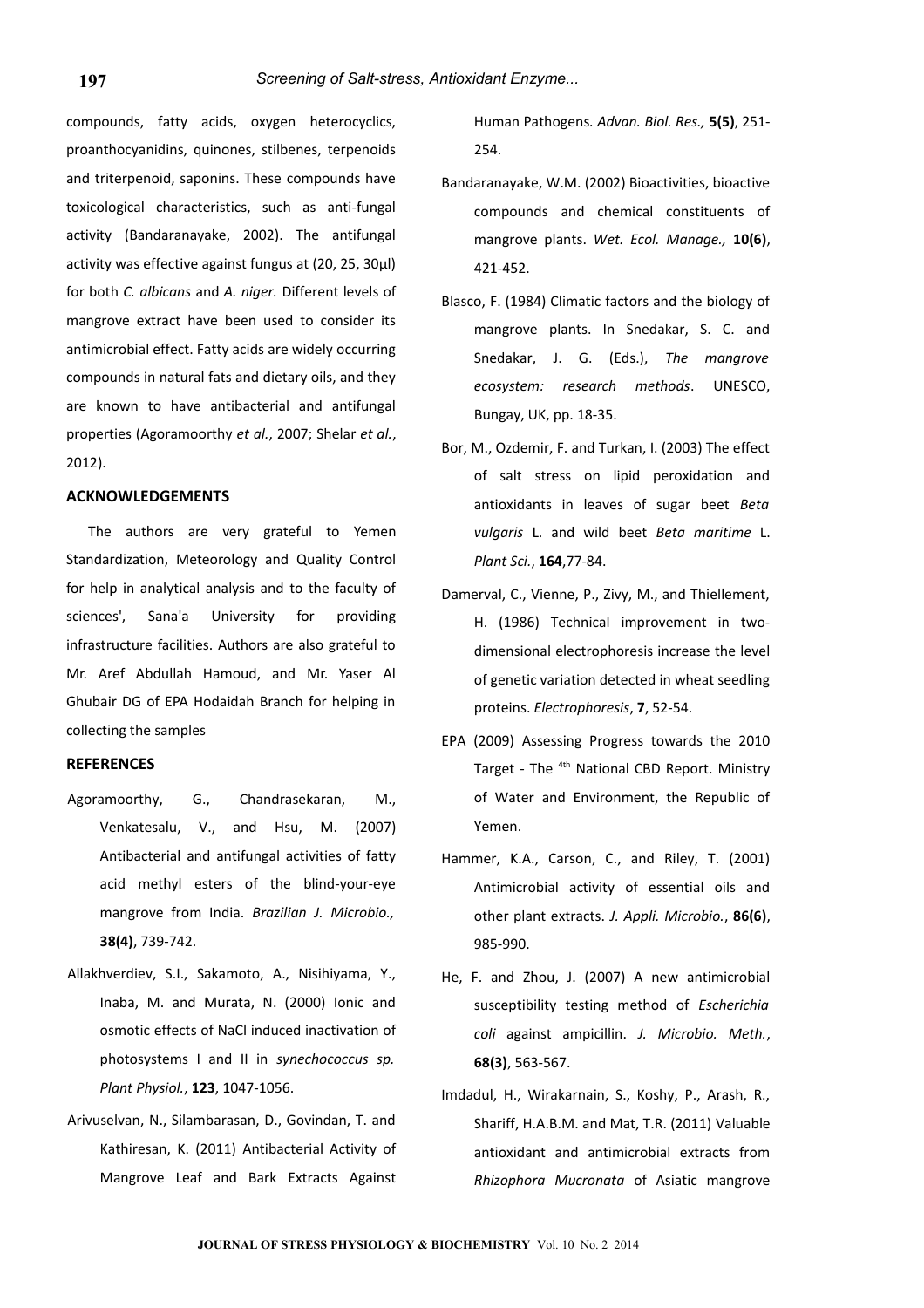compounds, fatty acids, oxygen heterocyclics, proanthocyanidins, quinones, stilbenes, terpenoids and triterpenoid, saponins. These compounds have toxicological characteristics, such as anti-fungal activity (Bandaranayake, 2002). The antifungal activity was effective against fungus at (20, 25, 30µl) for both *C. albicans* and *A. niger.* Different levels of mangrove extract have been used to consider its antimicrobial effect. Fatty acids are widely occurring compounds in natural fats and dietary oils, and they are known to have antibacterial and antifungal properties (Agoramoorthy *et al.*, 2007; Shelar *et al.*, 2012).

## ACKNOWLEDGEMENTS

The authors are very grateful to Yemen Standardization, Meteorology and Quality Control for help in analytical analysis and to the faculty of sciences', Sana'a University for providing infrastructure facilities. Authors are also grateful to Mr. Aref Abdullah Hamoud, and Mr. Yaser Al Ghubair DG of EPA Hodaidah Branch for helping in collecting the samples

## REFERENCES

Agoramoorthy, G., Chandrasekaran, M., Venkatesalu, V., and Hsu, M. (2007) Antibacterial and antifungal activities of fatty acid methyl esters of the blind-your-eye mangrove from India. *Brazilian J. Microbio.,* **38(4)**, 739-742.

Allakhverdiev, S.I., Sakamoto, A., Nisihiyama, Y., Inaba, M. and Murata, N. (2000) Ionic and osmotic effects of NaCl induced inactivation of photosystems I and II in *synechococcus sp. Plant Physiol.*, **123**, 1047-1056.

Arivuselvan, N., Silambarasan, D., Govindan, T. and Kathiresan, K. (2011) Antibacterial Activity of Mangrove Leaf and Bark Extracts Against Human Pathogens*. Advan. Biol. Res.,* **5(5)**, 251-254.

Bandaranayake, W.M. (2002) Bioactivities, bioactive compounds and chemical constituents of mangrove plants. *Wet. Ecol. Manage.,* **10(6)**, 421-452.

Blasco, F. (1984) Climatic factors and the biology of mangrove plants. In Snedakar, S. C. and Snedakar, J. G. (Eds.), *The mangrove ecosystem: research methods*. UNESCO, Bungay, UK, pp. 18-35.

Bor, M., Ozdemir, F. and Turkan, I. (2003) The effect of salt stress on lipid peroxidation and antioxidants in leaves of sugar beet *Beta vulgaris* L. and wild beet *Beta maritime* L. *Plant Sci.*, **164**,77-84.

Damerval, C., Vienne, P., Zivy, M., and Thiellement, H. (1986) Technical improvement in two-dimensional electrophoresis increase the level of genetic variation detected in wheat seedling proteins. *Electrophoresis*, **7**, 52-54.

EPA (2009) Assessing Progress towards the 2010 Target - The 4th National CBD Report. Ministry of Water and Environment, the Republic of Yemen.

Hammer, K.A., Carson, C., and Riley, T. (2001) Antimicrobial activity of essential oils and other plant extracts. *J. Appli. Microbio.*, **86(6)**, 985-990.

He, F. and Zhou, J. (2007) A new antimicrobial susceptibility testing method of *Escherichia coli* against ampicillin. *J. Microbio. Meth.*, **68(3)**, 563-567.

Imdadul, H., Wirakarnain, S., Koshy, P., Arash, R., Shariff, H.A.B.M. and Mat, T.R. (2011) Valuable antioxidant and antimicrobial extracts from *Rhizophora Mucronata* of Asiatic mangrove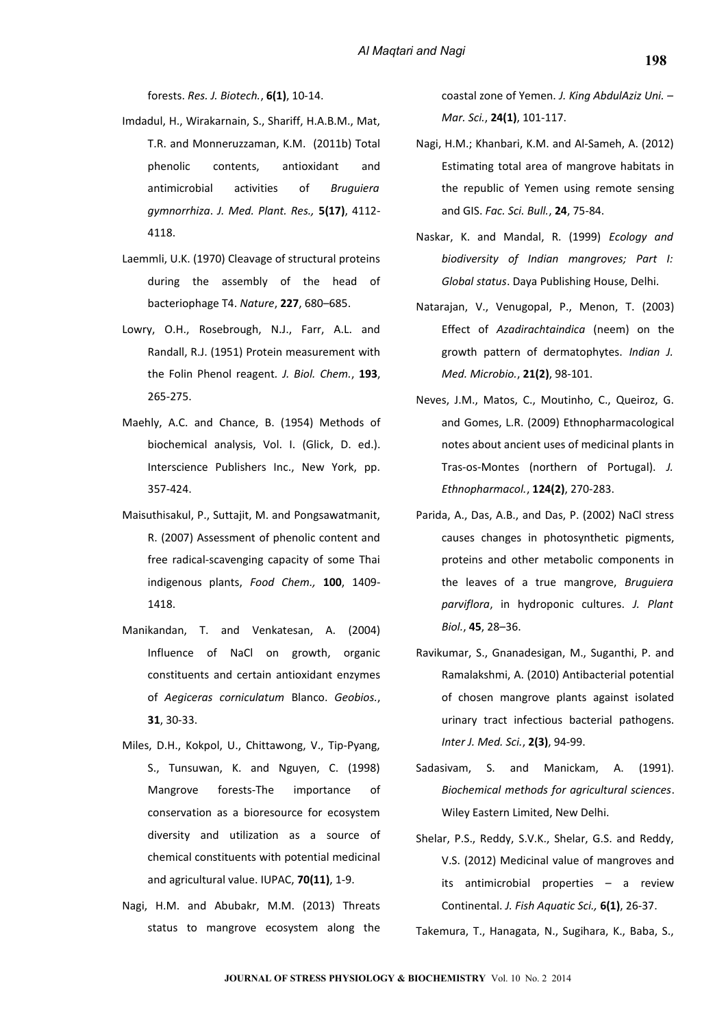forests. *Res. J. Biotech.*, **6(1)**, 10-14.

Imdadul, H., Wirakarnain, S., Shariff, H.A.B.M., Mat, T.R. and Monneruzzaman, K.M. (2011b) Total phenolic contents, antioxidant and antimicrobial activities of *Bruguiera gymnorrhiza*. *J. Med. Plant. Res.,* **5(17)**, 4112-4118.

Laemmli, U.K. (1970) Cleavage of structural proteins during the assembly of the head of bacteriophage T4. *Nature*, **227**, 680–685.

Lowry, O.H., Rosebrough, N.J., Farr, A.L. and Randall, R.J. (1951) Protein measurement with the Folin Phenol reagent. *J. Biol. Chem.*, **193**, 265-275.

Maehly, A.C. and Chance, B. (1954) Methods of biochemical analysis, Vol. I. (Glick, D. ed.). Interscience Publishers Inc., New York, pp. 357-424.

Maisuthisakul, P., Suttajit, M. and Pongsawatmanit, R. (2007) Assessment of phenolic content and free radical-scavenging capacity of some Thai indigenous plants, *Food Chem.,* **100**, 1409-1418.

Manikandan, T. and Venkatesan, A. (2004) Influence of NaCl on growth, organic constituents and certain antioxidant enzymes of *Aegiceras corniculatum* Blanco. *Geobios.*, **31**, 30-33.

Miles, D.H., Kokpol, U., Chittawong, V., Tip-Pyang, S., Tunsuwan, K. and Nguyen, C. (1998) Mangrove forests-The importance of conservation as a bioresource for ecosystem diversity and utilization as a source of chemical constituents with potential medicinal and agricultural value. IUPAC, **70(11)**, 1-9.

Nagi, H.M. and Abubakr, M.M. (2013) Threats status to mangrove ecosystem along the coastal zone of Yemen. *J. King AbdulAziz Uni. – Mar. Sci.*, **24(1)**, 101-117.

Nagi, H.M.; Khanbari, K.M. and Al-Sameh, A. (2012) Estimating total area of mangrove habitats in the republic of Yemen using remote sensing and GIS. *Fac. Sci. Bull.*, **24**, 75-84.

Naskar, K. and Mandal, R. (1999) *Ecology and biodiversity of Indian mangroves; Part I: Global status*. Daya Publishing House, Delhi.

Natarajan, V., Venugopal, P., Menon, T. (2003) Effect of *Azadirachtaindica* (neem) on the growth pattern of dermatophytes. *Indian J. Med. Microbio.*, **21(2)**, 98-101.

Neves, J.M., Matos, C., Moutinho, C., Queiroz, G. and Gomes, L.R. (2009) Ethnopharmacological notes about ancient uses of medicinal plants in Tras-os-Montes (northern of Portugal). *J. Ethnopharmacol.*, **124(2)**, 270-283.

Parida, A., Das, A.B., and Das, P. (2002) NaCl stress causes changes in photosynthetic pigments, proteins and other metabolic components in the leaves of a true mangrove, *Bruguiera parviflora*, in hydroponic cultures. *J. Plant Biol.*, **45**, 28–36.

Ravikumar, S., Gnanadesigan, M., Suganthi, P. and Ramalakshmi, A. (2010) Antibacterial potential of chosen mangrove plants against isolated urinary tract infectious bacterial pathogens. *Inter J. Med. Sci.*, **2(3)**, 94-99.

Sadasivam, S. and Manickam, A. (1991). *Biochemical methods for agricultural sciences*. Wiley Eastern Limited, New Delhi.

Shelar, P.S., Reddy, S.V.K., Shelar, G.S. and Reddy, V.S. (2012) Medicinal value of mangroves and its antimicrobial properties – a review Continental. *J. Fish Aquatic Sci.,* **6(1)**, 26-37.

Takemura, T., Hanagata, N., Sugihara, K., Baba, S.,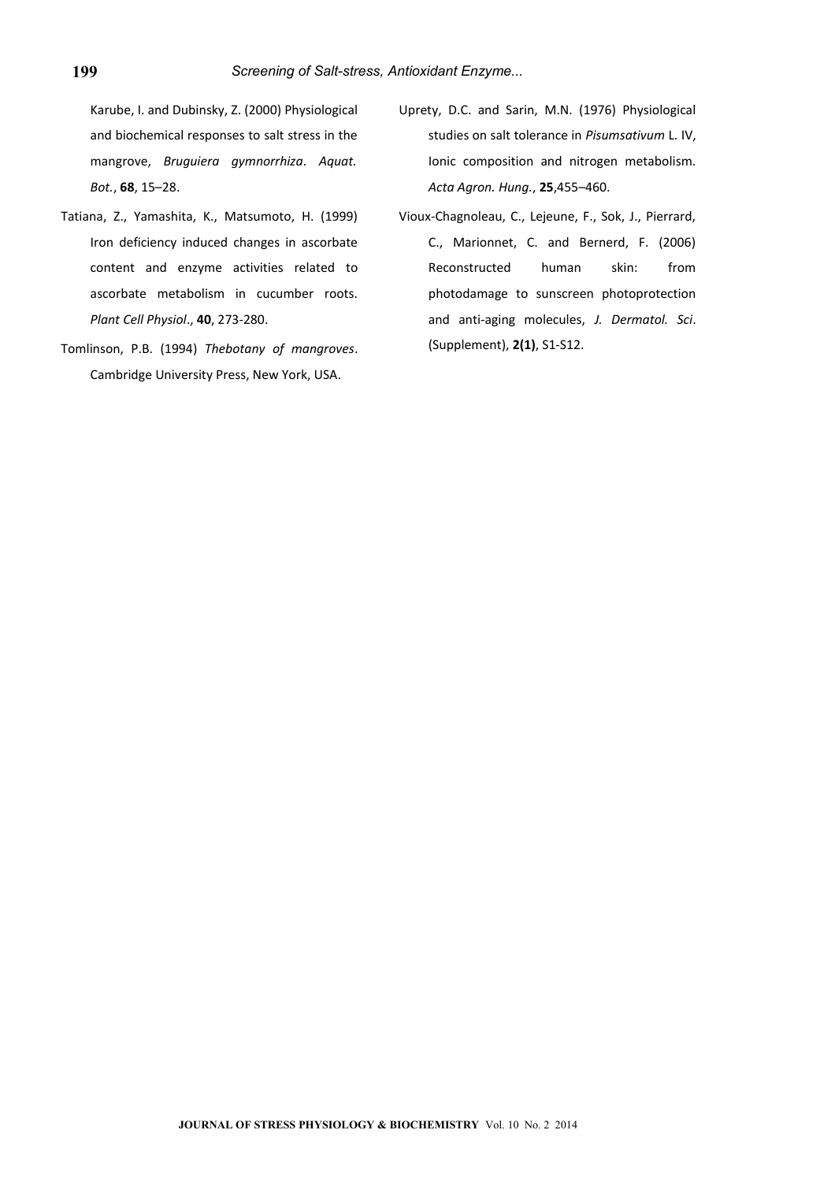Karube, I. and Dubinsky, Z. (2000) Physiological and biochemical responses to salt stress in the mangrove, *Bruguiera gymnorrhiza*. *Aquat. Bot.*, **68**, 15–28.

Tatiana, Z., Yamashita, K., Matsumoto, H. (1999) Iron deficiency induced changes in ascorbate content and enzyme activities related to ascorbate metabolism in cucumber roots. *Plant Cell Physiol*., **40**, 273-280.

Tomlinson, P.B. (1994) *Thebotany of mangroves*. Cambridge University Press, New York, USA.

Uprety, D.C. and Sarin, M.N. (1976) Physiological studies on salt tolerance in *Pisumsativum* L. IV, Ionic composition and nitrogen metabolism. *Acta Agron. Hung.*, **25**,455–460.

Vioux-Chagnoleau, C., Lejeune, F., Sok, J., Pierrard, C., Marionnet, C. and Bernerd, F. (2006) Reconstructed human skin: from photodamage to sunscreen photoprotection and anti-aging molecules, *J. Dermatol. Sci*. (Supplement), **2(1)**, S1-S12.